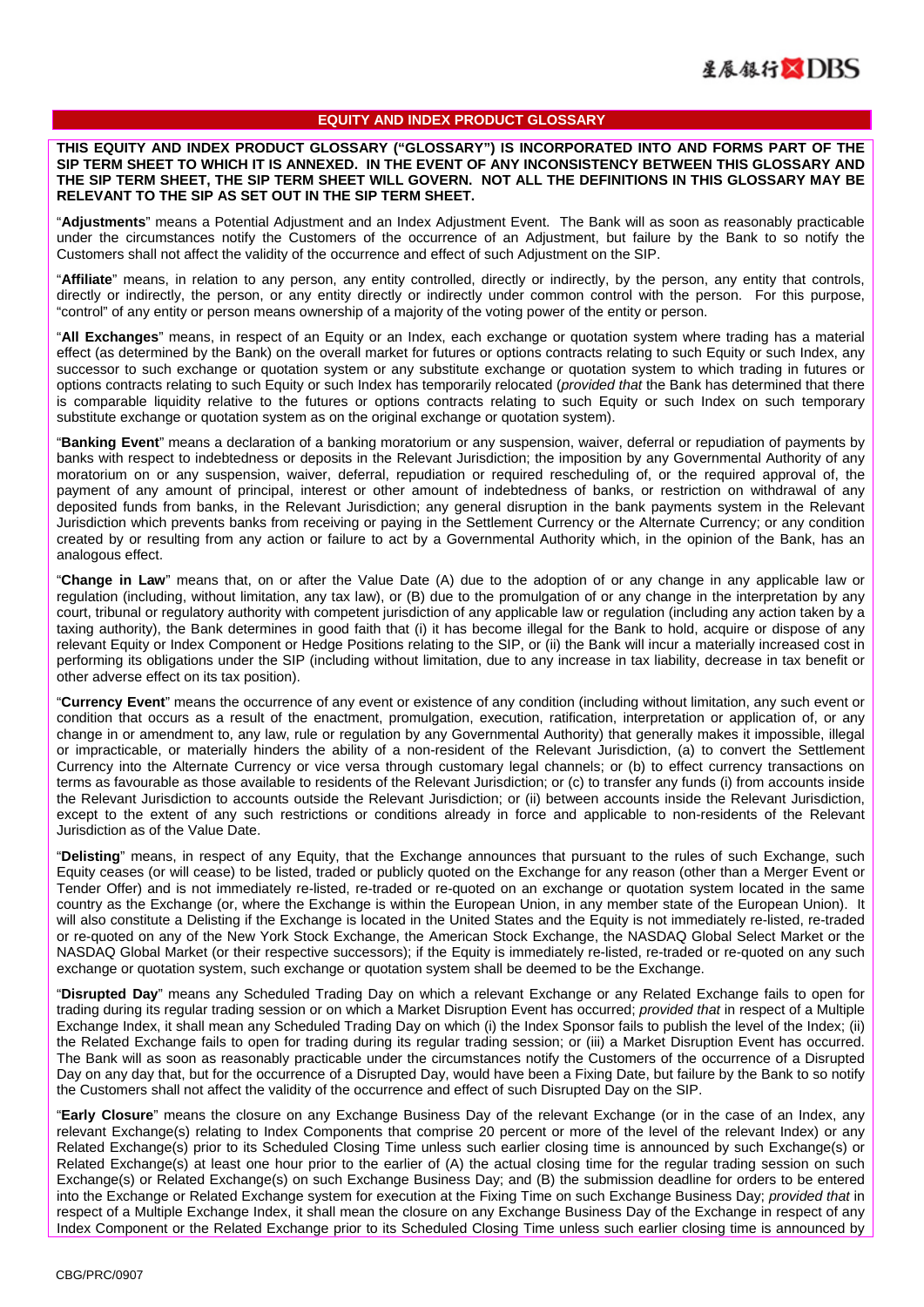## EQUITY AND INDEX PRODUCT GLOSSARY

**THIS EQUITY AND INDEX PRODUCT GLOSSARY ("GLOSSARY") IS INCORPORATED INTO AND FORMS PART OF THE SIP TERM SHEET TO WHICH IT IS ANNEXED. IN THE EVENT OF ANY INCONSISTENCY BETWEEN THIS GLOSSARY AND THE SIP TERM SHEET, THE SIP TERM SHEET WILL GOVERN. NOT ALL THE DEFINITIONS IN THIS GLOSSARY MAY BE RELEVANT TO THE SIP AS SET OUT IN THE SIP TERM SHEET.**

"**Adjustments**" means a Potential Adjustment and an Index Adjustment Event. The Bank will as soon as reasonably practicable under the circumstances notify the Customers of the occurrence of an Adjustment, but failure by the Bank to so notify the Customers shall not affect the validity of the occurrence and effect of such Adjustment on the SIP.

"**Affiliate**" means, in relation to any person, any entity controlled, directly or indirectly, by the person, any entity that controls, directly or indirectly, the person, or any entity directly or indirectly under common control with the person. For this purpose, "control" of any entity or person means ownership of a majority of the voting power of the entity or person.

"**All Exchanges**" means, in respect of an Equity or an Index, each exchange or quotation system where trading has a material effect (as determined by the Bank) on the overall market for futures or options contracts relating to such Equity or such Index, any successor to such exchange or quotation system or any substitute exchange or quotation system to which trading in futures or options contracts relating to such Equity or such Index has temporarily relocated (*provided that* the Bank has determined that there is comparable liquidity relative to the futures or options contracts relating to such Equity or such Index on such temporary substitute exchange or quotation system as on the original exchange or quotation system).

"**Banking Event**" means a declaration of a banking moratorium or any suspension, waiver, deferral or repudiation of payments by banks with respect to indebtedness or deposits in the Relevant Jurisdiction; the imposition by any Governmental Authority of any moratorium on or any suspension, waiver, deferral, repudiation or required rescheduling of, or the required approval of, the payment of any amount of principal, interest or other amount of indebtedness of banks, or restriction on withdrawal of any deposited funds from banks, in the Relevant Jurisdiction; any general disruption in the bank payments system in the Relevant Jurisdiction which prevents banks from receiving or paying in the Settlement Currency or the Alternate Currency; or any condition created by or resulting from any action or failure to act by a Governmental Authority which, in the opinion of the Bank, has an analogous effect.

"**Change in Law**" means that, on or after the Value Date (A) due to the adoption of or any change in any applicable law or regulation (including, without limitation, any tax law), or (B) due to the promulgation of or any change in the interpretation by any court, tribunal or regulatory authority with competent jurisdiction of any applicable law or regulation (including any action taken by a taxing authority), the Bank determines in good faith that (i) it has become illegal for the Bank to hold, acquire or dispose of any relevant Equity or Index Component or Hedge Positions relating to the SIP, or (ii) the Bank will incur a materially increased cost in performing its obligations under the SIP (including without limitation, due to any increase in tax liability, decrease in tax benefit or other adverse effect on its tax position).

"**Currency Event**" means the occurrence of any event or existence of any condition (including without limitation, any such event or condition that occurs as a result of the enactment, promulgation, execution, ratification, interpretation or application of, or any change in or amendment to, any law, rule or regulation by any Governmental Authority) that generally makes it impossible, illegal or impracticable, or materially hinders the ability of a non-resident of the Relevant Jurisdiction, (a) to convert the Settlement Currency into the Alternate Currency or vice versa through customary legal channels; or (b) to effect currency transactions on terms as favourable as those available to residents of the Relevant Jurisdiction; or (c) to transfer any funds (i) from accounts inside the Relevant Jurisdiction to accounts outside the Relevant Jurisdiction; or (ii) between accounts inside the Relevant Jurisdiction, except to the extent of any such restrictions or conditions already in force and applicable to non-residents of the Relevant Jurisdiction as of the Value Date.

"**Delisting**" means, in respect of any Equity, that the Exchange announces that pursuant to the rules of such Exchange, such Equity ceases (or will cease) to be listed, traded or publicly quoted on the Exchange for any reason (other than a Merger Event or Tender Offer) and is not immediately re-listed, re-traded or re-quoted on an exchange or quotation system located in the same country as the Exchange (or, where the Exchange is within the European Union, in any member state of the European Union). It will also constitute a Delisting if the Exchange is located in the United States and the Equity is not immediately re-listed, re-traded or re-quoted on any of the New York Stock Exchange, the American Stock Exchange, the NASDAQ Global Select Market or the NASDAQ Global Market (or their respective successors); if the Equity is immediately re-listed, re-traded or re-quoted on any such exchange or quotation system, such exchange or quotation system shall be deemed to be the Exchange.

"**Disrupted Day**" means any Scheduled Trading Day on which a relevant Exchange or any Related Exchange fails to open for trading during its regular trading session or on which a Market Disruption Event has occurred; *provided that* in respect of a Multiple Exchange Index, it shall mean any Scheduled Trading Day on which (i) the Index Sponsor fails to publish the level of the Index; (ii) the Related Exchange fails to open for trading during its regular trading session; or (iii) a Market Disruption Event has occurred. The Bank will as soon as reasonably practicable under the circumstances notify the Customers of the occurrence of a Disrupted Day on any day that, but for the occurrence of a Disrupted Day, would have been a Fixing Date, but failure by the Bank to so notify the Customers shall not affect the validity of the occurrence and effect of such Disrupted Day on the SIP.

"**Early Closure**" means the closure on any Exchange Business Day of the relevant Exchange (or in the case of an Index, any relevant Exchange(s) relating to Index Components that comprise 20 percent or more of the level of the relevant Index) or any Related Exchange(s) prior to its Scheduled Closing Time unless such earlier closing time is announced by such Exchange(s) or Related Exchange(s) at least one hour prior to the earlier of (A) the actual closing time for the regular trading session on such Exchange(s) or Related Exchange(s) on such Exchange Business Day; and (B) the submission deadline for orders to be entered into the Exchange or Related Exchange system for execution at the Fixing Time on such Exchange Business Day; *provided that* in respect of a Multiple Exchange Index, it shall mean the closure on any Exchange Business Day of the Exchange in respect of any Index Component or the Related Exchange prior to its Scheduled Closing Time unless such earlier closing time is announced by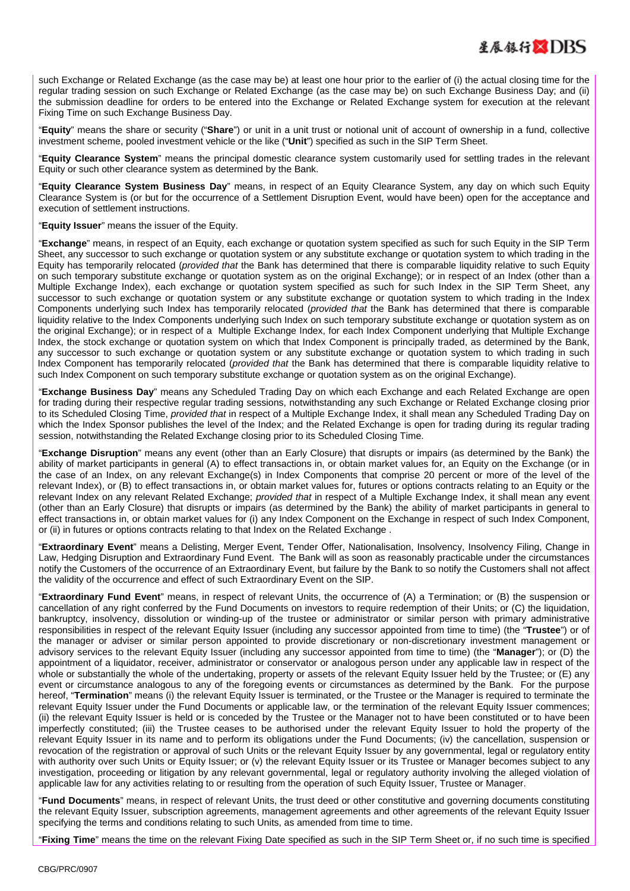such Exchange or Related Exchange (as the case may be) at least one hour prior to the earlier of (i) the actual closing time for the regular trading session on such Exchange or Related Exchange (as the case may be) on such Exchange Business Day; and (ii) the submission deadline for orders to be entered into the Exchange or Related Exchange system for execution at the relevant Fixing Time on such Exchange Business Day.

"**Equity**" means the share or security ("**Share**") or unit in a unit trust or notional unit of account of ownership in a fund, collective investment scheme, pooled investment vehicle or the like ("**Unit**") specified as such in the SIP Term Sheet.

"**Equity Clearance System**" means the principal domestic clearance system customarily used for settling trades in the relevant Equity or such other clearance system as determined by the Bank.

"**Equity Clearance System Business Day**" means, in respect of an Equity Clearance System, any day on which such Equity Clearance System is (or but for the occurrence of a Settlement Disruption Event, would have been) open for the acceptance and execution of settlement instructions.

"**Equity Issuer**" means the issuer of the Equity.

"**Exchange**" means, in respect of an Equity, each exchange or quotation system specified as such for such Equity in the SIP Term Sheet, any successor to such exchange or quotation system or any substitute exchange or quotation system to which trading in the Equity has temporarily relocated (*provided that* the Bank has determined that there is comparable liquidity relative to such Equity on such temporary substitute exchange or quotation system as on the original Exchange); or in respect of an Index (other than a Multiple Exchange Index), each exchange or quotation system specified as such for such Index in the SIP Term Sheet, any successor to such exchange or quotation system or any substitute exchange or quotation system to which trading in the Index Components underlying such Index has temporarily relocated (*provided that* the Bank has determined that there is comparable liquidity relative to the Index Components underlying such Index on such temporary substitute exchange or quotation system as on the original Exchange); or in respect of a Multiple Exchange Index, for each Index Component underlying that Multiple Exchange Index, the stock exchange or quotation system on which that Index Component is principally traded, as determined by the Bank, any successor to such exchange or quotation system or any substitute exchange or quotation system to which trading in such Index Component has temporarily relocated (*provided that* the Bank has determined that there is comparable liquidity relative to such Index Component on such temporary substitute exchange or quotation system as on the original Exchange).

"**Exchange Business Day**" means any Scheduled Trading Day on which each Exchange and each Related Exchange are open for trading during their respective regular trading sessions, notwithstanding any such Exchange or Related Exchange closing prior to its Scheduled Closing Time, *provided that* in respect of a Multiple Exchange Index, it shall mean any Scheduled Trading Day on which the Index Sponsor publishes the level of the Index; and the Related Exchange is open for trading during its regular trading session, notwithstanding the Related Exchange closing prior to its Scheduled Closing Time.

"**Exchange Disruption**" means any event (other than an Early Closure) that disrupts or impairs (as determined by the Bank) the ability of market participants in general (A) to effect transactions in, or obtain market values for, an Equity on the Exchange (or in the case of an Index, on any relevant Exchange(s) in Index Components that comprise 20 percent or more of the level of the relevant Index), or (B) to effect transactions in, or obtain market values for, futures or options contracts relating to an Equity or the relevant Index on any relevant Related Exchange; *provided that* in respect of a Multiple Exchange Index, it shall mean any event (other than an Early Closure) that disrupts or impairs (as determined by the Bank) the ability of market participants in general to effect transactions in, or obtain market values for (i) any Index Component on the Exchange in respect of such Index Component, or (ii) in futures or options contracts relating to that Index on the Related Exchange .

"**Extraordinary Event**" means a Delisting, Merger Event, Tender Offer, Nationalisation, Insolvency, Insolvency Filing, Change in Law, Hedging Disruption and Extraordinary Fund Event. The Bank will as soon as reasonably practicable under the circumstances notify the Customers of the occurrence of an Extraordinary Event, but failure by the Bank to so notify the Customers shall not affect the validity of the occurrence and effect of such Extraordinary Event on the SIP.

"**Extraordinary Fund Event**" means, in respect of relevant Units, the occurrence of (A) a Termination; or (B) the suspension or cancellation of any right conferred by the Fund Documents on investors to require redemption of their Units; or (C) the liquidation, bankruptcy, insolvency, dissolution or winding-up of the trustee or administrator or similar person with primary administrative responsibilities in respect of the relevant Equity Issuer (including any successor appointed from time to time) (the "**Trustee**") or of the manager or adviser or similar person appointed to provide discretionary or non-discretionary investment management or advisory services to the relevant Equity Issuer (including any successor appointed from time to time) (the "**Manager**"); or (D) the appointment of a liquidator, receiver, administrator or conservator or analogous person under any applicable law in respect of the whole or substantially the whole of the undertaking, property or assets of the relevant Equity Issuer held by the Trustee; or (E) any event or circumstance analogous to any of the foregoing events or circumstances as determined by the Bank. For the purpose hereof, "**Termination**" means (i) the relevant Equity Issuer is terminated, or the Trustee or the Manager is required to terminate the relevant Equity Issuer under the Fund Documents or applicable law, or the termination of the relevant Equity Issuer commences; (ii) the relevant Equity Issuer is held or is conceded by the Trustee or the Manager not to have been constituted or to have been imperfectly constituted; (iii) the Trustee ceases to be authorised under the relevant Equity Issuer to hold the property of the relevant Equity Issuer in its name and to perform its obligations under the Fund Documents; (iv) the cancellation, suspension or revocation of the registration or approval of such Units or the relevant Equity Issuer by any governmental, legal or regulatory entity with authority over such Units or Equity Issuer; or (v) the relevant Equity Issuer or its Trustee or Manager becomes subject to any investigation, proceeding or litigation by any relevant governmental, legal or regulatory authority involving the alleged violation of applicable law for any activities relating to or resulting from the operation of such Equity Issuer, Trustee or Manager.

"**Fund Documents**" means, in respect of relevant Units, the trust deed or other constitutive and governing documents constituting the relevant Equity Issuer, subscription agreements, management agreements and other agreements of the relevant Equity Issuer specifying the terms and conditions relating to such Units, as amended from time to time.

"**Fixing Time**" means the time on the relevant Fixing Date specified as such in the SIP Term Sheet or, if no such time is specified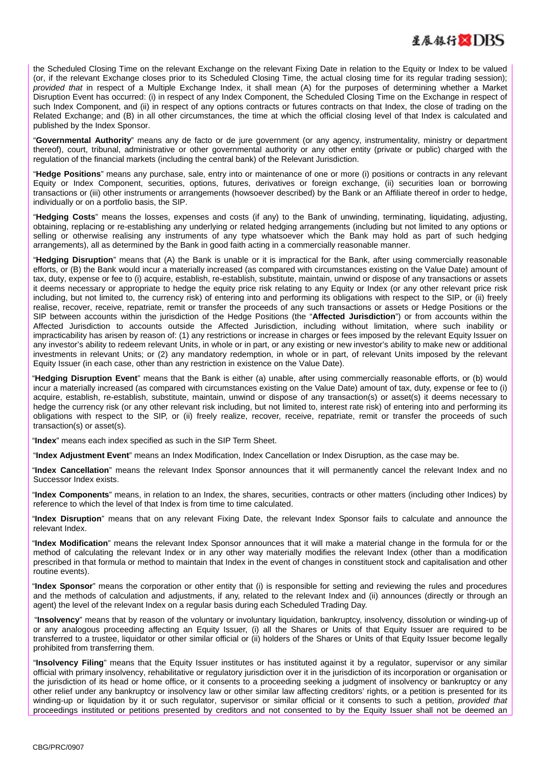the Scheduled Closing Time on the relevant Exchange on the relevant Fixing Date in relation to the Equity or Index to be valued (or, if the relevant Exchange closes prior to its Scheduled Closing Time, the actual closing time for its regular trading session); *provided that* in respect of a Multiple Exchange Index, it shall mean (A) for the purposes of determining whether a Market Disruption Event has occurred: (i) in respect of any Index Component, the Scheduled Closing Time on the Exchange in respect of such Index Component, and (ii) in respect of any options contracts or futures contracts on that Index, the close of trading on the Related Exchange; and (B) in all other circumstances, the time at which the official closing level of that Index is calculated and published by the Index Sponsor.

"**Governmental Authority**" means any de facto or de jure government (or any agency, instrumentality, ministry or department thereof), court, tribunal, administrative or other governmental authority or any other entity (private or public) charged with the regulation of the financial markets (including the central bank) of the Relevant Jurisdiction.

"**Hedge Positions**" means any purchase, sale, entry into or maintenance of one or more (i) positions or contracts in any relevant Equity or Index Component, securities, options, futures, derivatives or foreign exchange, (ii) securities loan or borrowing transactions or (iii) other instruments or arrangements (howsoever described) by the Bank or an Affiliate thereof in order to hedge, individually or on a portfolio basis, the SIP.

"**Hedging Costs**" means the losses, expenses and costs (if any) to the Bank of unwinding, terminating, liquidating, adjusting, obtaining, replacing or re-establishing any underlying or related hedging arrangements (including but not limited to any options or selling or otherwise realising any instruments of any type whatsoever which the Bank may hold as part of such hedging arrangements), all as determined by the Bank in good faith acting in a commercially reasonable manner.

"**Hedging Disruption**" means that (A) the Bank is unable or it is impractical for the Bank, after using commercially reasonable efforts, or (B) the Bank would incur a materially increased (as compared with circumstances existing on the Value Date) amount of tax, duty, expense or fee to (i) acquire, establish, re-establish, substitute, maintain, unwind or dispose of any transactions or assets it deems necessary or appropriate to hedge the equity price risk relating to any Equity or Index (or any other relevant price risk including, but not limited to, the currency risk) of entering into and performing its obligations with respect to the SIP, or (ii) freely realise, recover, receive, repatriate, remit or transfer the proceeds of any such transactions or assets or Hedge Positions or the SIP between accounts within the jurisdiction of the Hedge Positions (the "**Affected Jurisdiction**") or from accounts within the Affected Jurisdiction to accounts outside the Affected Jurisdiction, including without limitation, where such inability or impracticability has arisen by reason of: (1) any restrictions or increase in charges or fees imposed by the relevant Equity Issuer on any investor's ability to redeem relevant Units, in whole or in part, or any existing or new investor's ability to make new or additional investments in relevant Units; or (2) any mandatory redemption, in whole or in part, of relevant Units imposed by the relevant Equity Issuer (in each case, other than any restriction in existence on the Value Date).

"**Hedging Disruption Event**" means that the Bank is either (a) unable, after using commercially reasonable efforts, or (b) would incur a materially increased (as compared with circumstances existing on the Value Date) amount of tax, duty, expense or fee to (i) acquire, establish, re-establish, substitute, maintain, unwind or dispose of any transaction(s) or asset(s) it deems necessary to hedge the currency risk (or any other relevant risk including, but not limited to, interest rate risk) of entering into and performing its obligations with respect to the SIP, or (ii) freely realize, recover, receive, repatriate, remit or transfer the proceeds of such transaction(s) or asset(s).

"**Index**" means each index specified as such in the SIP Term Sheet.

"**Index Adjustment Event**" means an Index Modification, Index Cancellation or Index Disruption, as the case may be.

"**Index Cancellation**" means the relevant Index Sponsor announces that it will permanently cancel the relevant Index and no Successor Index exists.

"**Index Components**" means, in relation to an Index, the shares, securities, contracts or other matters (including other Indices) by reference to which the level of that Index is from time to time calculated.

"**Index Disruption**" means that on any relevant Fixing Date, the relevant Index Sponsor fails to calculate and announce the relevant Index.

"**Index Modification**" means the relevant Index Sponsor announces that it will make a material change in the formula for or the method of calculating the relevant Index or in any other way materially modifies the relevant Index (other than a modification prescribed in that formula or method to maintain that Index in the event of changes in constituent stock and capitalisation and other routine events).

"**Index Sponsor**" means the corporation or other entity that (i) is responsible for setting and reviewing the rules and procedures and the methods of calculation and adjustments, if any, related to the relevant Index and (ii) announces (directly or through an agent) the level of the relevant Index on a regular basis during each Scheduled Trading Day.

"**Insolvency**" means that by reason of the voluntary or involuntary liquidation, bankruptcy, insolvency, dissolution or winding-up of or any analogous proceeding affecting an Equity Issuer, (i) all the Shares or Units of that Equity Issuer are required to be transferred to a trustee, liquidator or other similar official or (ii) holders of the Shares or Units of that Equity Issuer become legally prohibited from transferring them.

"**Insolvency Filing**" means that the Equity Issuer institutes or has instituted against it by a regulator, supervisor or any similar official with primary insolvency, rehabilitative or regulatory jurisdiction over it in the jurisdiction of its incorporation or organisation or the jurisdiction of its head or home office, or it consents to a proceeding seeking a judgment of insolvency or bankruptcy or any other relief under any bankruptcy or insolvency law or other similar law affecting creditors' rights, or a petition is presented for its winding-up or liquidation by it or such regulator, supervisor or similar official or it consents to such a petition, *provided that* proceedings instituted or petitions presented by creditors and not consented to by the Equity Issuer shall not be deemed an

CBG/PRC/0907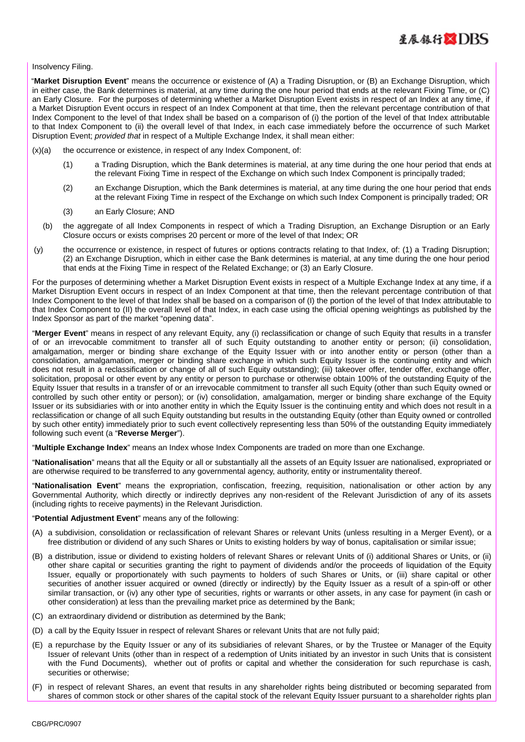Insolvency Filing.

"**Market Disruption Event**" means the occurrence or existence of (A) a Trading Disruption, or (B) an Exchange Disruption, which in either case, the Bank determines is material, at any time during the one hour period that ends at the relevant Fixing Time, or (C) an Early Closure. For the purposes of determining whether a Market Disruption Event exists in respect of an Index at any time, if a Market Disruption Event occurs in respect of an Index Component at that time, then the relevant percentage contribution of that Index Component to the level of that Index shall be based on a comparison of (i) the portion of the level of that Index attributable to that Index Component to (ii) the overall level of that Index, in each case immediately before the occurrence of such Market Disruption Event; *provided that* in respect of a Multiple Exchange Index, it shall mean either:

(x)(a) the occurrence or existence, in respect of any Index Component, of:

(1) a Trading Disruption, which the Bank determines is material, at any time during the one hour period that ends at the relevant Fixing Time in respect of the Exchange on which such Index Component is principally traded;

(2) an Exchange Disruption, which the Bank determines is material, at any time during the one hour period that ends at the relevant Fixing Time in respect of the Exchange on which such Index Component is principally traded; OR

(3) an Early Closure; AND

(b) the aggregate of all Index Components in respect of which a Trading Disruption, an Exchange Disruption or an Early Closure occurs or exists comprises 20 percent or more of the level of that Index; OR

(y) the occurrence or existence, in respect of futures or options contracts relating to that Index, of: (1) a Trading Disruption; (2) an Exchange Disruption, which in either case the Bank determines is material, at any time during the one hour period that ends at the Fixing Time in respect of the Related Exchange; or (3) an Early Closure.

For the purposes of determining whether a Market Disruption Event exists in respect of a Multiple Exchange Index at any time, if a Market Disruption Event occurs in respect of an Index Component at that time, then the relevant percentage contribution of that Index Component to the level of that Index shall be based on a comparison of (I) the portion of the level of that Index attributable to that Index Component to (II) the overall level of that Index, in each case using the official opening weightings as published by the Index Sponsor as part of the market "opening data".

"**Merger Event**" means in respect of any relevant Equity, any (i) reclassification or change of such Equity that results in a transfer of or an irrevocable commitment to transfer all of such Equity outstanding to another entity or person; (ii) consolidation, amalgamation, merger or binding share exchange of the Equity Issuer with or into another entity or person (other than a consolidation, amalgamation, merger or binding share exchange in which such Equity Issuer is the continuing entity and which does not result in a reclassification or change of all of such Equity outstanding); (iii) takeover offer, tender offer, exchange offer, solicitation, proposal or other event by any entity or person to purchase or otherwise obtain 100% of the outstanding Equity of the Equity Issuer that results in a transfer of or an irrevocable commitment to transfer all such Equity (other than such Equity owned or controlled by such other entity or person); or (iv) consolidation, amalgamation, merger or binding share exchange of the Equity Issuer or its subsidiaries with or into another entity in which the Equity Issuer is the continuing entity and which does not result in a reclassification or change of all such Equity outstanding but results in the outstanding Equity (other than Equity owned or controlled by such other entity) immediately prior to such event collectively representing less than 50% of the outstanding Equity immediately following such event (a "**Reverse Merger**").

"**Multiple Exchange Index**" means an Index whose Index Components are traded on more than one Exchange.

"**Nationalisation**" means that all the Equity or all or substantially all the assets of an Equity Issuer are nationalised, expropriated or are otherwise required to be transferred to any governmental agency, authority, entity or instrumentality thereof.

"**Nationalisation Event**" means the expropriation, confiscation, freezing, requisition, nationalisation or other action by any Governmental Authority, which directly or indirectly deprives any non-resident of the Relevant Jurisdiction of any of its assets (including rights to receive payments) in the Relevant Jurisdiction.

"**Potential Adjustment Event**" means any of the following:

(A) a subdivision, consolidation or reclassification of relevant Shares or relevant Units (unless resulting in a Merger Event), or a free distribution or dividend of any such Shares or Units to existing holders by way of bonus, capitalisation or similar issue;

(B) a distribution, issue or dividend to existing holders of relevant Shares or relevant Units of (i) additional Shares or Units, or (ii) other share capital or securities granting the right to payment of dividends and/or the proceeds of liquidation of the Equity Issuer, equally or proportionately with such payments to holders of such Shares or Units, or (iii) share capital or other securities of another issuer acquired or owned (directly or indirectly) by the Equity Issuer as a result of a spin-off or other similar transaction, or (iv) any other type of securities, rights or warrants or other assets, in any case for payment (in cash or other consideration) at less than the prevailing market price as determined by the Bank;

(C) an extraordinary dividend or distribution as determined by the Bank;

(D) a call by the Equity Issuer in respect of relevant Shares or relevant Units that are not fully paid;

(E) a repurchase by the Equity Issuer or any of its subsidiaries of relevant Shares, or by the Trustee or Manager of the Equity Issuer of relevant Units (other than in respect of a redemption of Units initiated by an investor in such Units that is consistent with the Fund Documents), whether out of profits or capital and whether the consideration for such repurchase is cash, securities or otherwise;

(F) in respect of relevant Shares, an event that results in any shareholder rights being distributed or becoming separated from shares of common stock or other shares of the capital stock of the relevant Equity Issuer pursuant to a shareholder rights plan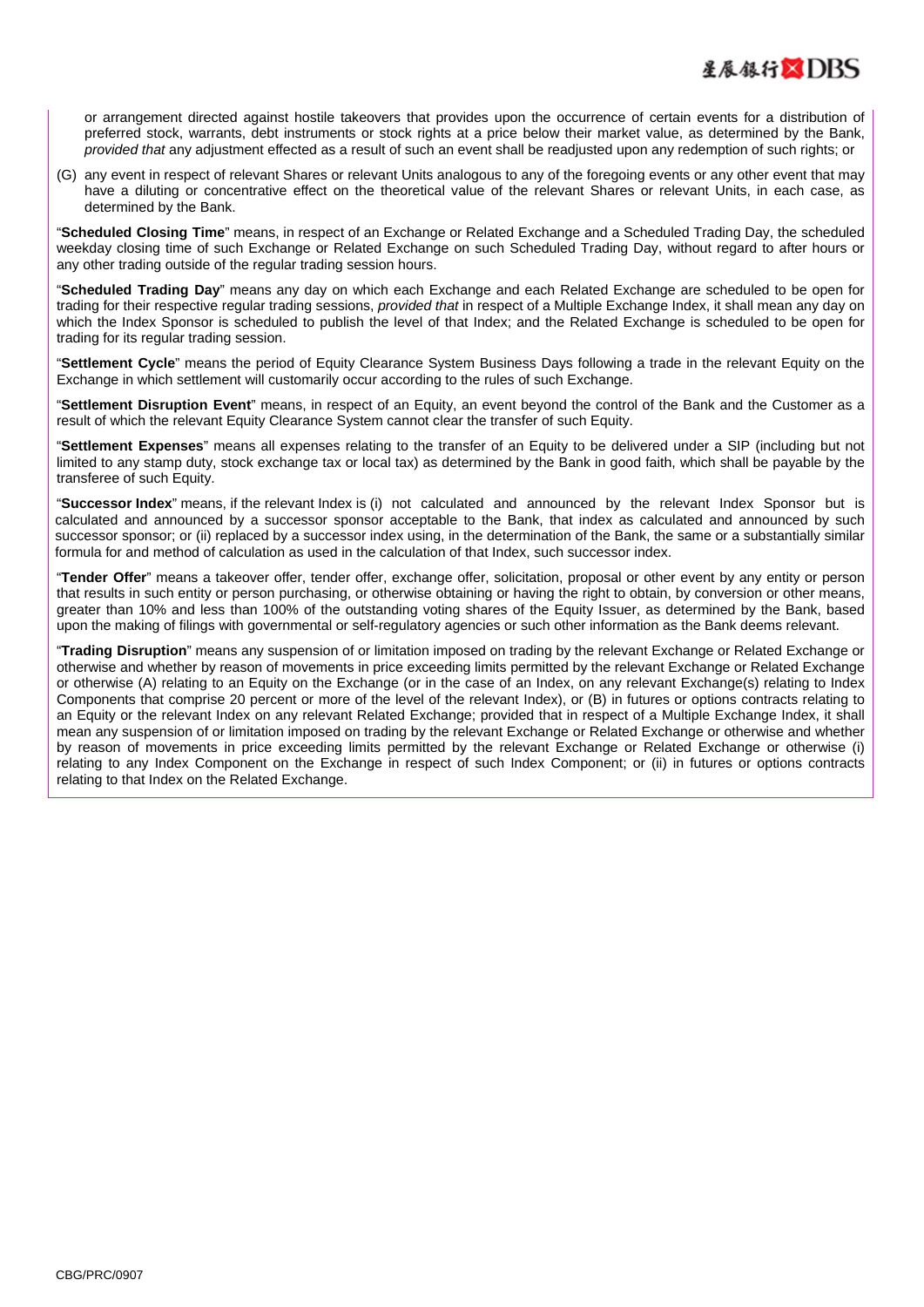or arrangement directed against hostile takeovers that provides upon the occurrence of certain events for a distribution of preferred stock, warrants, debt instruments or stock rights at a price below their market value, as determined by the Bank, *provided that* any adjustment effected as a result of such an event shall be readjusted upon any redemption of such rights; or

(G) any event in respect of relevant Shares or relevant Units analogous to any of the foregoing events or any other event that may have a diluting or concentrative effect on the theoretical value of the relevant Shares or relevant Units, in each case, as determined by the Bank.

"**Scheduled Closing Time**" means, in respect of an Exchange or Related Exchange and a Scheduled Trading Day, the scheduled weekday closing time of such Exchange or Related Exchange on such Scheduled Trading Day, without regard to after hours or any other trading outside of the regular trading session hours.

"**Scheduled Trading Day**" means any day on which each Exchange and each Related Exchange are scheduled to be open for trading for their respective regular trading sessions, *provided that* in respect of a Multiple Exchange Index, it shall mean any day on which the Index Sponsor is scheduled to publish the level of that Index; and the Related Exchange is scheduled to be open for trading for its regular trading session.

"**Settlement Cycle**" means the period of Equity Clearance System Business Days following a trade in the relevant Equity on the Exchange in which settlement will customarily occur according to the rules of such Exchange.

"**Settlement Disruption Event**" means, in respect of an Equity, an event beyond the control of the Bank and the Customer as a result of which the relevant Equity Clearance System cannot clear the transfer of such Equity.

"**Settlement Expenses**" means all expenses relating to the transfer of an Equity to be delivered under a SIP (including but not limited to any stamp duty, stock exchange tax or local tax) as determined by the Bank in good faith, which shall be payable by the transferee of such Equity.

"**Successor Index**" means, if the relevant Index is (i) not calculated and announced by the relevant Index Sponsor but is calculated and announced by a successor sponsor acceptable to the Bank, that index as calculated and announced by such successor sponsor; or (ii) replaced by a successor index using, in the determination of the Bank, the same or a substantially similar formula for and method of calculation as used in the calculation of that Index, such successor index.

"**Tender Offer**" means a takeover offer, tender offer, exchange offer, solicitation, proposal or other event by any entity or person that results in such entity or person purchasing, or otherwise obtaining or having the right to obtain, by conversion or other means, greater than 10% and less than 100% of the outstanding voting shares of the Equity Issuer, as determined by the Bank, based upon the making of filings with governmental or self-regulatory agencies or such other information as the Bank deems relevant.

"**Trading Disruption**" means any suspension of or limitation imposed on trading by the relevant Exchange or Related Exchange or otherwise and whether by reason of movements in price exceeding limits permitted by the relevant Exchange or Related Exchange or otherwise (A) relating to an Equity on the Exchange (or in the case of an Index, on any relevant Exchange(s) relating to Index Components that comprise 20 percent or more of the level of the relevant Index), or (B) in futures or options contracts relating to an Equity or the relevant Index on any relevant Related Exchange; provided that in respect of a Multiple Exchange Index, it shall mean any suspension of or limitation imposed on trading by the relevant Exchange or Related Exchange or otherwise and whether by reason of movements in price exceeding limits permitted by the relevant Exchange or Related Exchange or otherwise (i) relating to any Index Component on the Exchange in respect of such Index Component; or (ii) in futures or options contracts relating to that Index on the Related Exchange.

CBG/PRC/0907